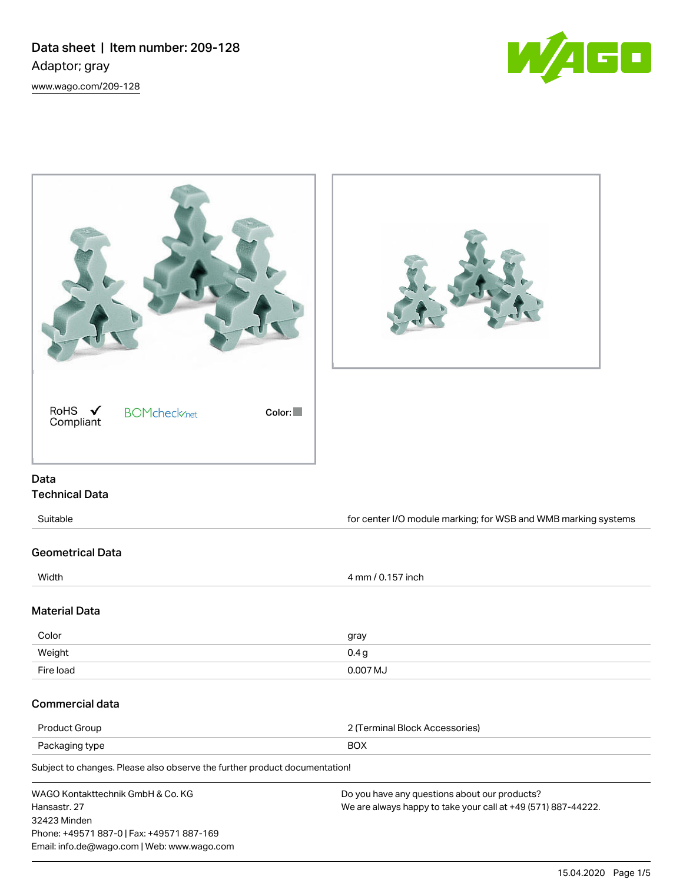# Data sheet | Item number: 209-128

Adaptor; gray

www.wago.com/209-128

RoHS ✓ Compliant BOMcheck.net Color:

## Data

### Technical Data

| | |
|---|---|
| Suitable | for center I/O module marking; for WSB and WMB marking systems |

### Geometrical Data

| | |
|---|---|
| Width | 4 mm / 0.157 inch |

### Material Data

| | |
|---|---|
| Color | gray |
| Weight | 0.4 g |
| Fire load | 0.007 MJ |

### Commercial data

| | |
|---|---|
| Product Group | 2 (Terminal Block Accessories) |
| Packaging type | BOX |

Subject to changes. Please also observe the further product documentation!

WAGO Kontakttechnik GmbH & Co. KG
Hansastr. 27
32423 Minden
Phone: +49571 887-0 | Fax: +49571 887-169
Email: info.de@wago.com | Web: www.wago.com

Do you have any questions about our products?
We are always happy to take your call at +49 (571) 887-44222.

15.04.2020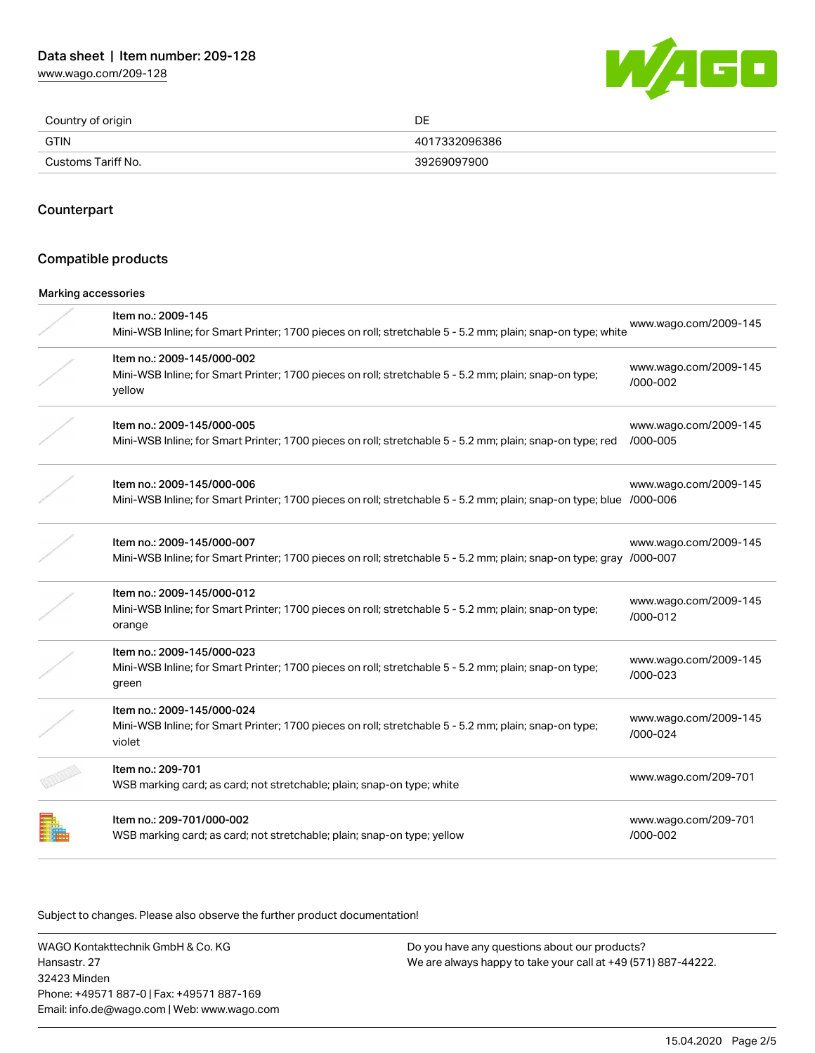| | |
|---|---|
| Country of origin | DE |
| GTIN | 4017332096386 |
| Customs Tariff No. | 39269097900 |

## Counterpart

## Compatible products

### Marking accessories

| Item | Link |
|---|---|
| Item no.: 2009-145<br>Mini-WSB Inline; for Smart Printer; 1700 pieces on roll; stretchable 5 - 5.2 mm; plain; snap-on type; white | www.wago.com/2009-145 |
| Item no.: 2009-145/000-002<br>Mini-WSB Inline; for Smart Printer; 1700 pieces on roll; stretchable 5 - 5.2 mm; plain; snap-on type; yellow | www.wago.com/2009-145/000-002 |
| Item no.: 2009-145/000-005<br>Mini-WSB Inline; for Smart Printer; 1700 pieces on roll; stretchable 5 - 5.2 mm; plain; snap-on type; red | www.wago.com/2009-145/000-005 |
| Item no.: 2009-145/000-006<br>Mini-WSB Inline; for Smart Printer; 1700 pieces on roll; stretchable 5 - 5.2 mm; plain; snap-on type; blue | www.wago.com/2009-145/000-006 |
| Item no.: 2009-145/000-007<br>Mini-WSB Inline; for Smart Printer; 1700 pieces on roll; stretchable 5 - 5.2 mm; plain; snap-on type; gray | www.wago.com/2009-145/000-007 |
| Item no.: 2009-145/000-012<br>Mini-WSB Inline; for Smart Printer; 1700 pieces on roll; stretchable 5 - 5.2 mm; plain; snap-on type; orange | www.wago.com/2009-145/000-012 |
| Item no.: 2009-145/000-023<br>Mini-WSB Inline; for Smart Printer; 1700 pieces on roll; stretchable 5 - 5.2 mm; plain; snap-on type; green | www.wago.com/2009-145/000-023 |
| Item no.: 2009-145/000-024<br>Mini-WSB Inline; for Smart Printer; 1700 pieces on roll; stretchable 5 - 5.2 mm; plain; snap-on type; violet | www.wago.com/2009-145/000-024 |
| Item no.: 209-701<br>WSB marking card; as card; not stretchable; plain; snap-on type; white | www.wago.com/209-701 |
| Item no.: 209-701/000-002<br>WSB marking card; as card; not stretchable; plain; snap-on type; yellow | www.wago.com/209-701/000-002 |

Subject to changes. Please also observe the further product documentation!

WAGO Kontakttechnik GmbH & Co. KG
Hansastr. 27
32423 Minden
Phone: +49571 887-0 | Fax: +49571 887-169
Email: info.de@wago.com | Web: www.wago.com

Do you have any questions about our products?
We are always happy to take your call at +49 (571) 887-44222.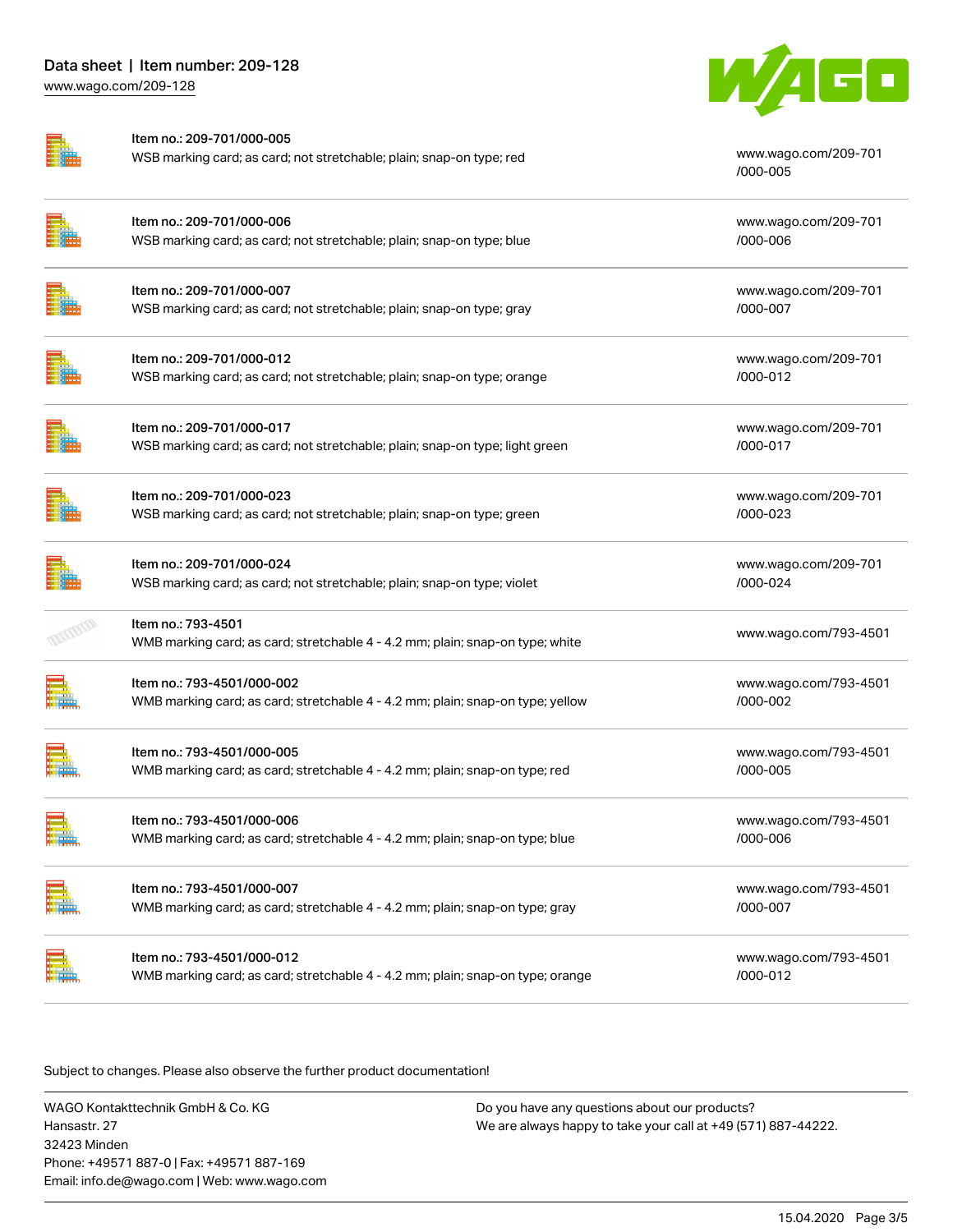| Item | Description | Link |
| --- | --- | --- |
| Item no.: 209-701/000-005 | WSB marking card; as card; not stretchable; plain; snap-on type; red | www.wago.com/209-701/000-005 |
| Item no.: 209-701/000-006 | WSB marking card; as card; not stretchable; plain; snap-on type; blue | www.wago.com/209-701/000-006 |
| Item no.: 209-701/000-007 | WSB marking card; as card; not stretchable; plain; snap-on type; gray | www.wago.com/209-701/000-007 |
| Item no.: 209-701/000-012 | WSB marking card; as card; not stretchable; plain; snap-on type; orange | www.wago.com/209-701/000-012 |
| Item no.: 209-701/000-017 | WSB marking card; as card; not stretchable; plain; snap-on type; light green | www.wago.com/209-701/000-017 |
| Item no.: 209-701/000-023 | WSB marking card; as card; not stretchable; plain; snap-on type; green | www.wago.com/209-701/000-023 |
| Item no.: 209-701/000-024 | WSB marking card; as card; not stretchable; plain; snap-on type; violet | www.wago.com/209-701/000-024 |
| Item no.: 793-4501 | WMB marking card; as card; stretchable 4 - 4.2 mm; plain; snap-on type; white | www.wago.com/793-4501 |
| Item no.: 793-4501/000-002 | WMB marking card; as card; stretchable 4 - 4.2 mm; plain; snap-on type; yellow | www.wago.com/793-4501/000-002 |
| Item no.: 793-4501/000-005 | WMB marking card; as card; stretchable 4 - 4.2 mm; plain; snap-on type; red | www.wago.com/793-4501/000-005 |
| Item no.: 793-4501/000-006 | WMB marking card; as card; stretchable 4 - 4.2 mm; plain; snap-on type; blue | www.wago.com/793-4501/000-006 |
| Item no.: 793-4501/000-007 | WMB marking card; as card; stretchable 4 - 4.2 mm; plain; snap-on type; gray | www.wago.com/793-4501/000-007 |
| Item no.: 793-4501/000-012 | WMB marking card; as card; stretchable 4 - 4.2 mm; plain; snap-on type; orange | www.wago.com/793-4501/000-012 |

Subject to changes. Please also observe the further product documentation!

WAGO Kontakttechnik GmbH & Co. KG
Hansastr. 27
32423 Minden
Phone: +49571 887-0 | Fax: +49571 887-169
Email: info.de@wago.com | Web: www.wago.com

Do you have any questions about our products?
We are always happy to take your call at +49 (571) 887-44222.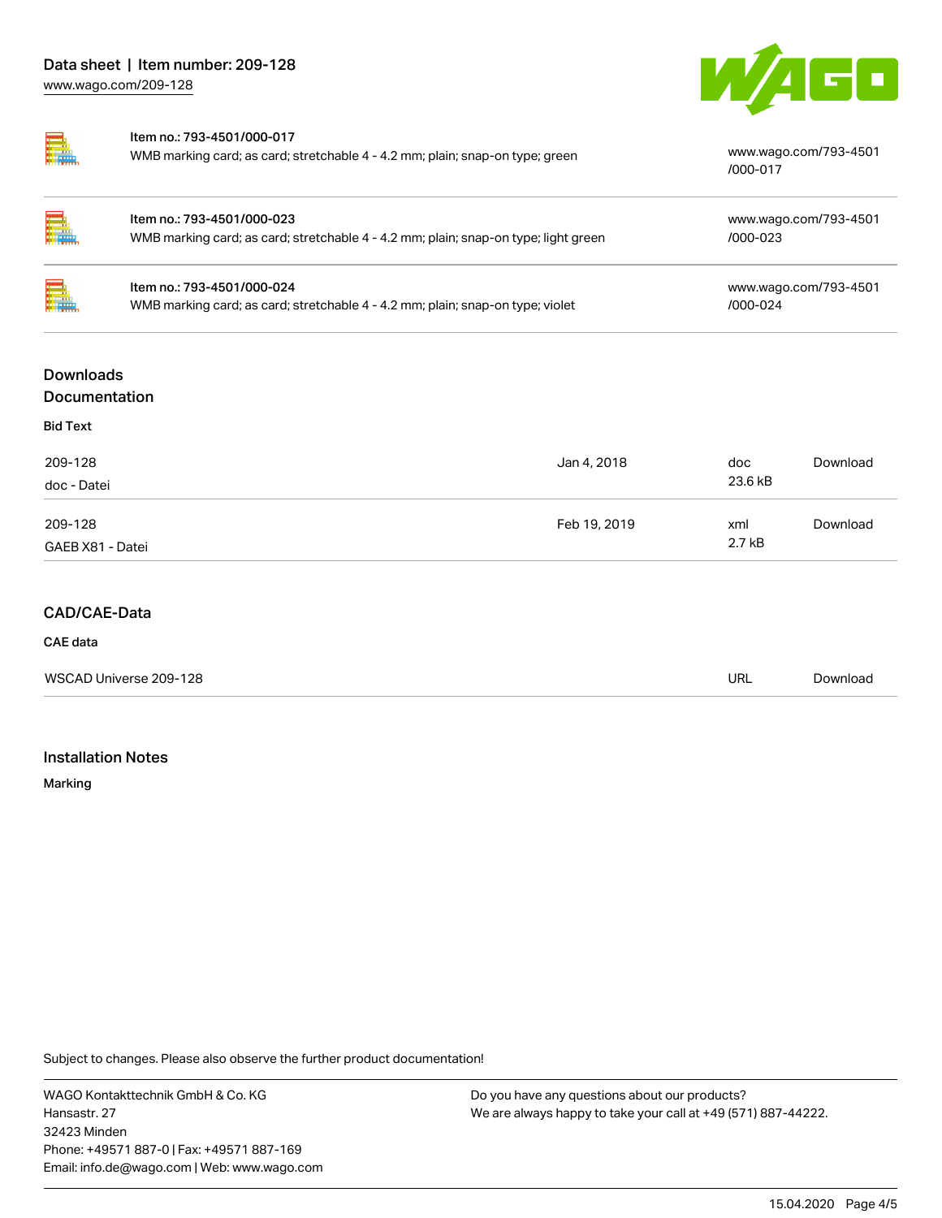| | | |
|---|---|---|
| | **Item no.: 793-4501/000-017**<br>WMB marking card; as card; stretchable 4 - 4.2 mm; plain; snap-on type; green | www.wago.com/793-4501/000-017 |
| | **Item no.: 793-4501/000-023**<br>WMB marking card; as card; stretchable 4 - 4.2 mm; plain; snap-on type; light green | www.wago.com/793-4501/000-023 |
| | **Item no.: 793-4501/000-024**<br>WMB marking card; as card; stretchable 4 - 4.2 mm; plain; snap-on type; violet | www.wago.com/793-4501/000-024 |

## Downloads
## Documentation

**Bid Text**

| | | | |
|---|---|---|---|
| 209-128<br>doc - Datei | Jan 4, 2018 | doc<br>23.6 kB | Download |
| 209-128<br>GAEB X81 - Datei | Feb 19, 2019 | xml<br>2.7 kB | Download |

## CAD/CAE-Data

**CAE data**

| | | |
|---|---|---|
| WSCAD Universe 209-128 | URL | Download |

## Installation Notes

**Marking**

Subject to changes. Please also observe the further product documentation!

WAGO Kontakttechnik GmbH & Co. KG
Hansastr. 27
32423 Minden
Phone: +49571 887-0 | Fax: +49571 887-169
Email: info.de@wago.com | Web: www.wago.com

Do you have any questions about our products?
We are always happy to take your call at +49 (571) 887-44222.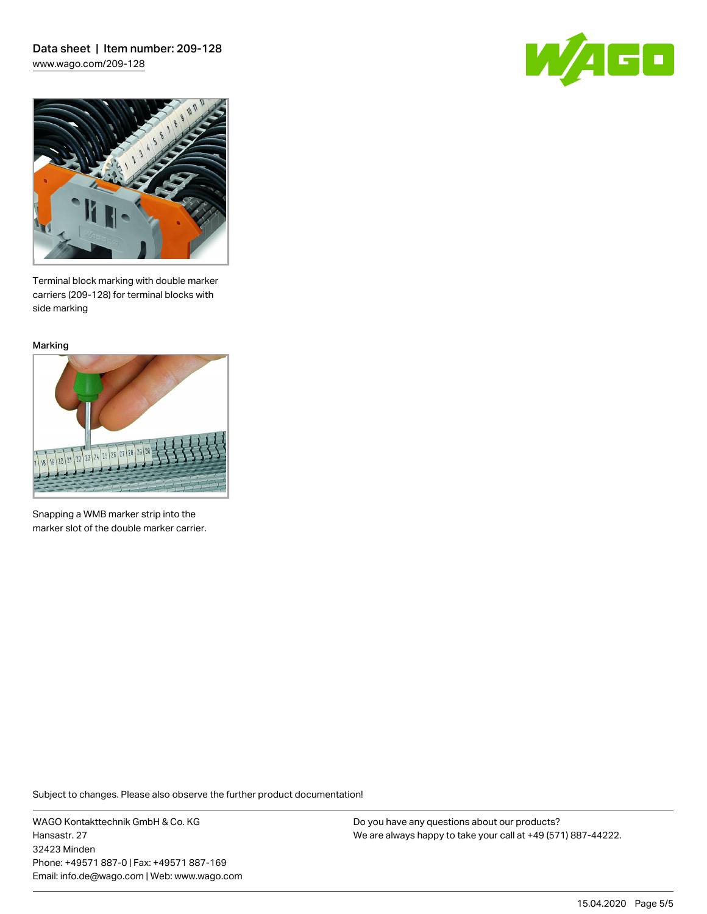Terminal block marking with double marker carriers (209-128) for terminal blocks with side marking

Marking

Snapping a WMB marker strip into the marker slot of the double marker carrier.

Subject to changes. Please also observe the further product documentation!

WAGO Kontakttechnik GmbH & Co. KG
Hansastr. 27
32423 Minden
Phone: +49571 887-0 | Fax: +49571 887-169
Email: info.de@wago.com | Web: www.wago.com

Do you have any questions about our products?
We are always happy to take your call at +49 (571) 887-44222.